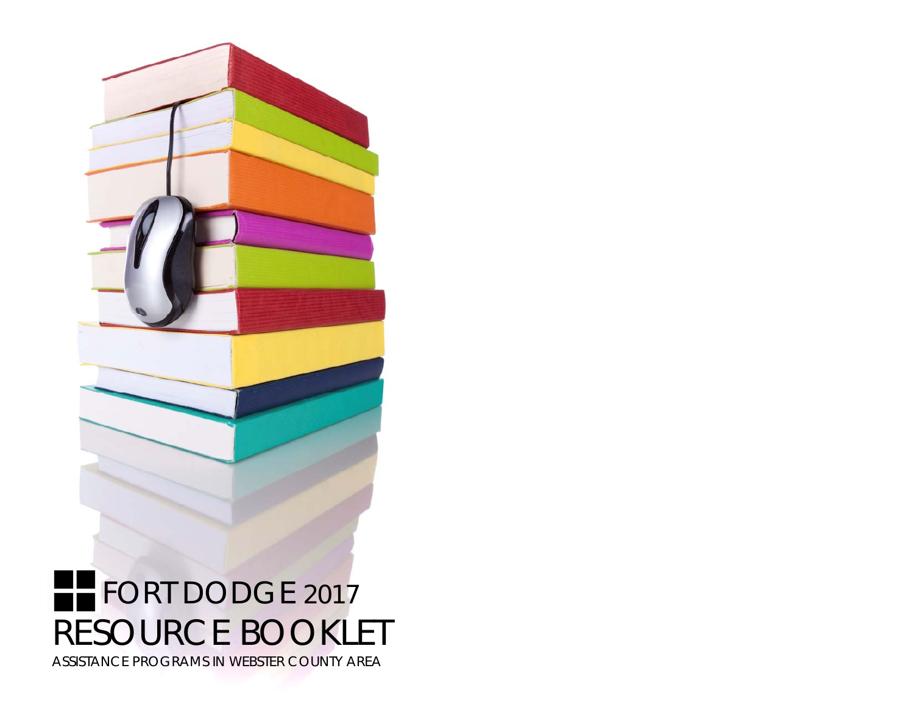# FORT DODGE 2017

# RESOURCE BOOKLET

ASSISTANCE PROGRAMS IN WEBSTER COUNTY AREA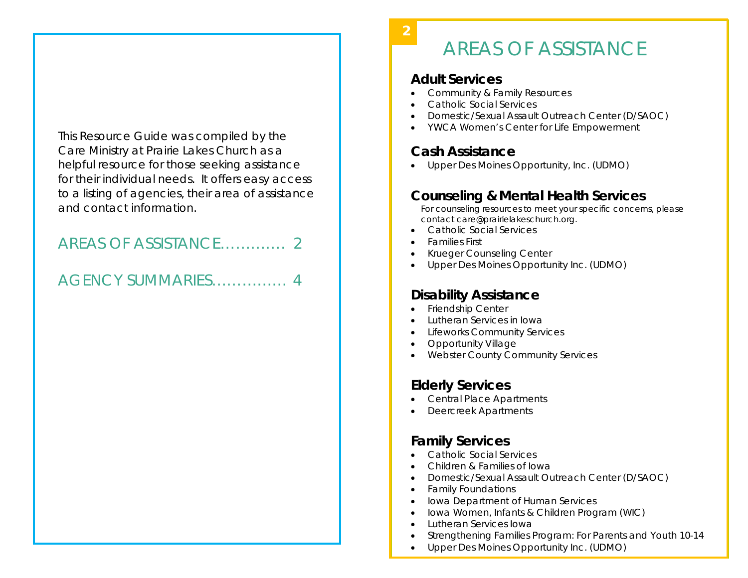This Resource Guide was compiled by the Care Ministry at Prairie Lakes Church as a helpful resource for those seeking assistance for their individual needs. It offers easy access to a listing of agencies, their area of assistance and contact information.

AREAS OF ASSISTANCE………… 2

AGENCY SUMMARIES…………… 4

# AREAS OF ASSISTANCE

## Adult Services

- Community & Family Resources
- Catholic Social Services
- Domestic/Sexual Assault Outreach Center (D/SAOC)
- YWCA Women's Center for Life Empowerment

## Cash Assistance

- Upper Des Moines Opportunity, Inc. (UDMO)

## Counseling & Mental Health Services

For counseling resources to meet your specific concerns, please contact care@prairielakeschurch.org.

- Catholic Social Services
- Families First
- Krueger Counseling Center
- Upper Des Moines Opportunity Inc. (UDMO)

## Disability Assistance

- Friendship Center
- Lutheran Services in Iowa
- Lifeworks Community Services
- Opportunity Village
- Webster County Community Services

## Elderly Services

- Central Place Apartments
- Deercreek Apartments

## Family Services

- Catholic Social Services
- Children & Families of Iowa
- Domestic/Sexual Assault Outreach Center (D/SAOC)
- Family Foundations
- Iowa Department of Human Services
- Iowa Women, Infants & Children Program (WIC)
- Lutheran Services Iowa
- Strengthening Families Program: For Parents and Youth 10-14
- Upper Des Moines Opportunity Inc. (UDMO)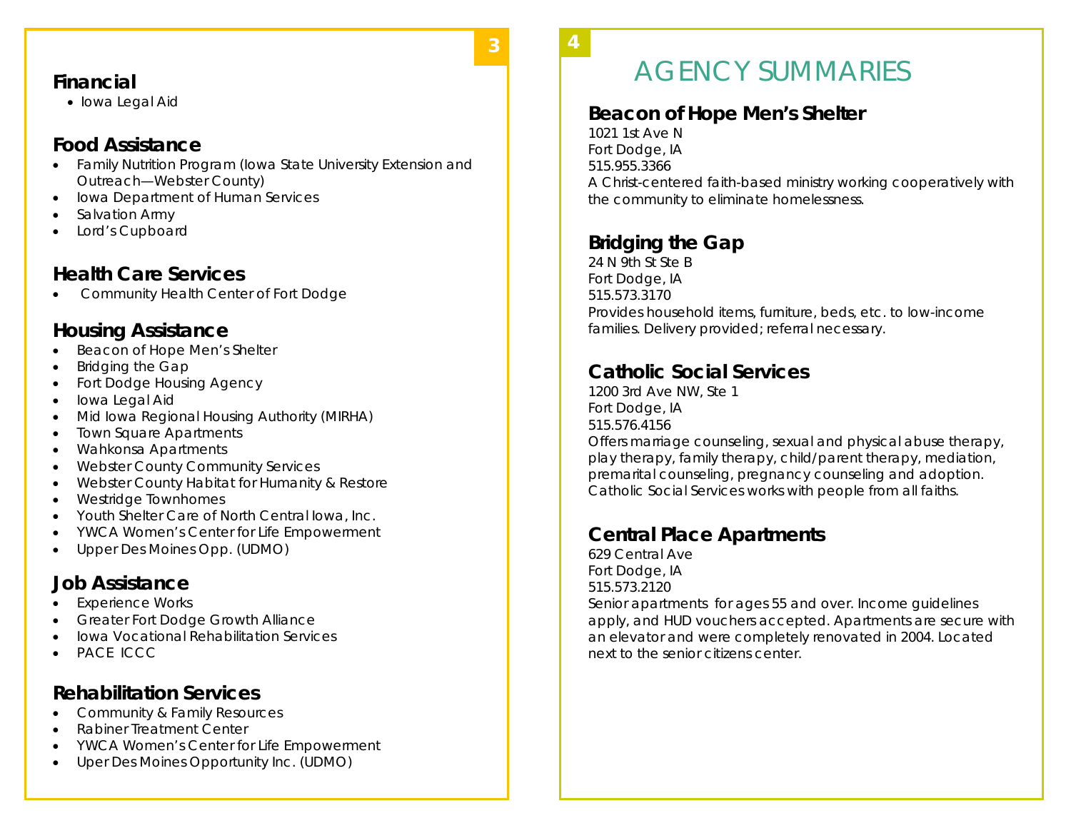## Financial

- Iowa Legal Aid

## Food Assistance

- Family Nutrition Program (Iowa State University Extension and Outreach—Webster County)
- Iowa Department of Human Services
- Salvation Army
- Lord's Cupboard

## Health Care Services

- Community Health Center of Fort Dodge

## Housing Assistance

- Beacon of Hope Men's Shelter
- Bridging the Gap
- Fort Dodge Housing Agency
- Iowa Legal Aid
- Mid Iowa Regional Housing Authority (MIRHA)
- Town Square Apartments
- Wahkonsa Apartments
- Webster County Community Services
- Webster County Habitat for Humanity & Restore
- Westridge Townhomes
- Youth Shelter Care of North Central Iowa, Inc.
- YWCA Women's Center for Life Empowerment
- Upper Des Moines Opp. (UDMO)

## Job Assistance

- Experience Works
- Greater Fort Dodge Growth Alliance
- Iowa Vocational Rehabilitation Services
- PACE ICCC

## Rehabilitation Services

- Community & Family Resources
- Rabiner Treatment Center
- YWCA Women's Center for Life Empowerment
- Uper Des Moines Opportunity Inc. (UDMO)

# AGENCY SUMMARIES

## Beacon of Hope Men's Shelter

1021 1st Ave N
Fort Dodge, IA
515.955.3366
A Christ-centered faith-based ministry working cooperatively with the community to eliminate homelessness.

## Bridging the Gap

24 N 9th St Ste B
Fort Dodge, IA
515.573.3170
Provides household items, furniture, beds, etc. to low-income families. Delivery provided; referral necessary.

## Catholic Social Services

1200 3rd Ave NW, Ste 1
Fort Dodge, IA
515.576.4156
Offers marriage counseling, sexual and physical abuse therapy, play therapy, family therapy, child/parent therapy, mediation, premarital counseling, pregnancy counseling and adoption. Catholic Social Services works with people from all faiths.

## Central Place Apartments

629 Central Ave
Fort Dodge, IA
515.573.2120
Senior apartments for ages 55 and over. Income guidelines apply, and HUD vouchers accepted. Apartments are secure with an elevator and were completely renovated in 2004. Located next to the senior citizens center.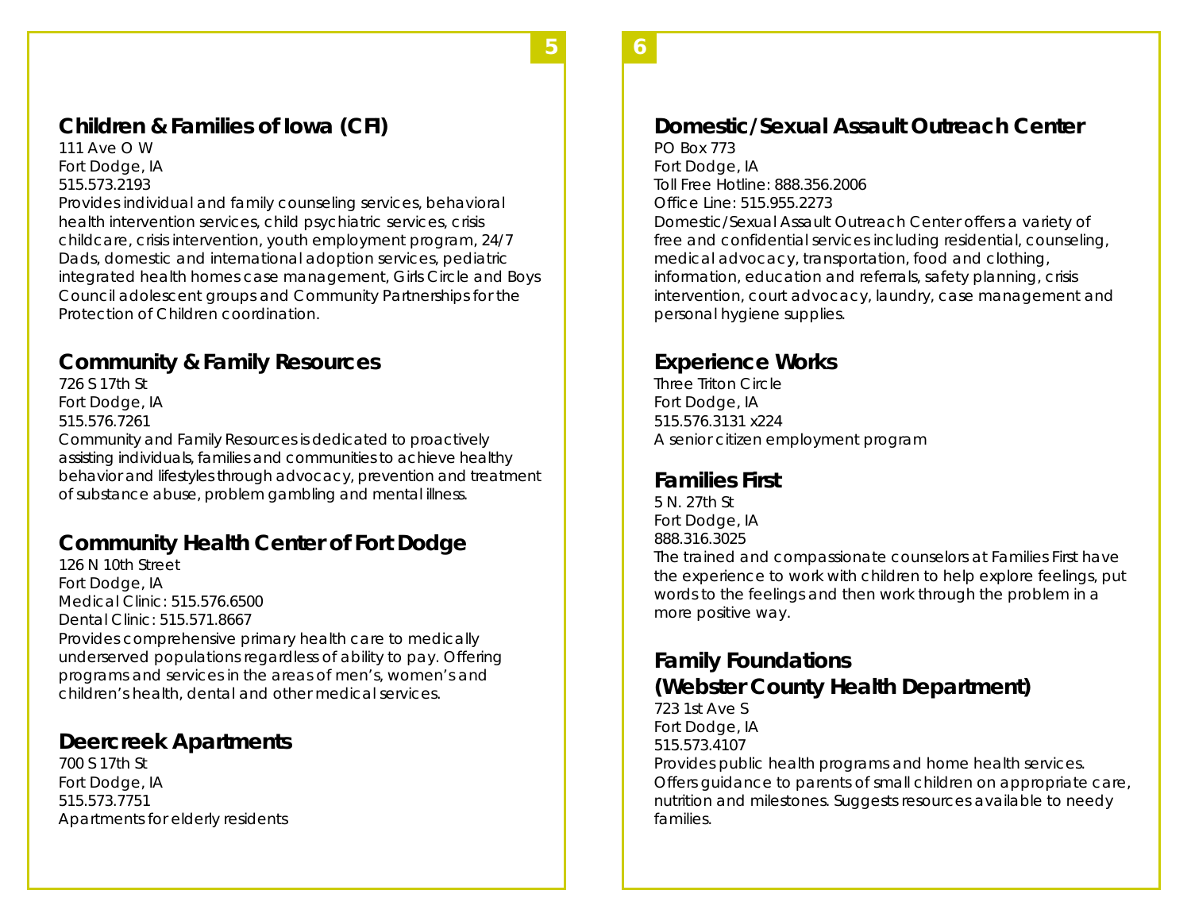## Children & Families of Iowa (CFI)

111 Ave O W
Fort Dodge, IA
515.573.2193
Provides individual and family counseling services, behavioral health intervention services, child psychiatric services, crisis childcare, crisis intervention, youth employment program, 24/7 Dads, domestic and international adoption services, pediatric integrated health homes case management, Girls Circle and Boys Council adolescent groups and Community Partnerships for the Protection of Children coordination.

## Community & Family Resources

726 S 17th St
Fort Dodge, IA
515.576.7261
Community and Family Resources is dedicated to proactively assisting individuals, families and communities to achieve healthy behavior and lifestyles through advocacy, prevention and treatment of substance abuse, problem gambling and mental illness.

## Community Health Center of Fort Dodge

126 N 10th Street
Fort Dodge, IA
Medical Clinic: 515.576.6500
Dental Clinic: 515.571.8667
Provides comprehensive primary health care to medically underserved populations regardless of ability to pay. Offering programs and services in the areas of men's, women's and children's health, dental and other medical services.

## Deercreek Apartments

700 S 17th St
Fort Dodge, IA
515.573.7751
Apartments for elderly residents

## Domestic/Sexual Assault Outreach Center

PO Box 773
Fort Dodge, IA
Toll Free Hotline: 888.356.2006
Office Line: 515.955.2273
Domestic/Sexual Assault Outreach Center offers a variety of free and confidential services including residential, counseling, medical advocacy, transportation, food and clothing, information, education and referrals, safety planning, crisis intervention, court advocacy, laundry, case management and personal hygiene supplies.

## Experience Works

Three Triton Circle
Fort Dodge, IA
515.576.3131 x224
A senior citizen employment program

## Families First

5 N. 27th St
Fort Dodge, IA
888.316.3025
The trained and compassionate counselors at Families First have the experience to work with children to help explore feelings, put words to the feelings and then work through the problem in a more positive way.

## Family Foundations (Webster County Health Department)

723 1st Ave S
Fort Dodge, IA
515.573.4107
Provides public health programs and home health services. Offers guidance to parents of small children on appropriate care, nutrition and milestones. Suggests resources available to needy families.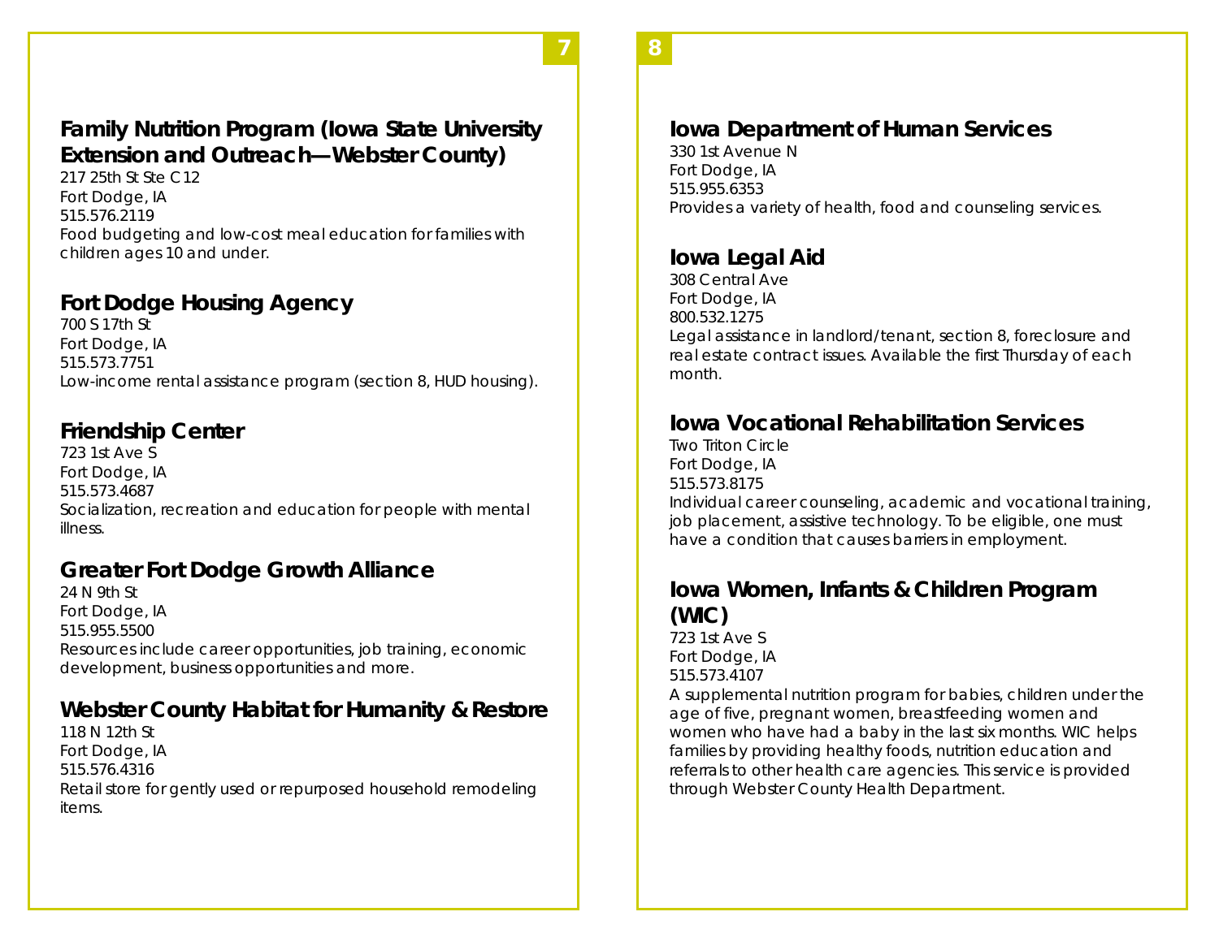## Family Nutrition Program (Iowa State University Extension and Outreach—Webster County)

217 25th St Ste C12
Fort Dodge, IA
515.576.2119
Food budgeting and low-cost meal education for families with children ages 10 and under.

## Fort Dodge Housing Agency

700 S 17th St
Fort Dodge, IA
515.573.7751
Low-income rental assistance program (section 8, HUD housing).

## Friendship Center

723 1st Ave S
Fort Dodge, IA
515.573.4687
Socialization, recreation and education for people with mental illness.

## Greater Fort Dodge Growth Alliance

24 N 9th St
Fort Dodge, IA
515.955.5500
Resources include career opportunities, job training, economic development, business opportunities and more.

## Webster County Habitat for Humanity & Restore

118 N 12th St
Fort Dodge, IA
515.576.4316
Retail store for gently used or repurposed household remodeling items.

## Iowa Department of Human Services

330 1st Avenue N
Fort Dodge, IA
515.955.6353
Provides a variety of health, food and counseling services.

## Iowa Legal Aid

308 Central Ave
Fort Dodge, IA
800.532.1275
Legal assistance in landlord/tenant, section 8, foreclosure and real estate contract issues. Available the first Thursday of each month.

## Iowa Vocational Rehabilitation Services

Two Triton Circle
Fort Dodge, IA
515.573.8175
Individual career counseling, academic and vocational training, job placement, assistive technology. To be eligible, one must have a condition that causes barriers in employment.

## Iowa Women, Infants & Children Program (WIC)

723 1st Ave S
Fort Dodge, IA
515.573.4107
A supplemental nutrition program for babies, children under the age of five, pregnant women, breastfeeding women and women who have had a baby in the last six months. WIC helps families by providing healthy foods, nutrition education and referrals to other health care agencies. This service is provided through Webster County Health Department.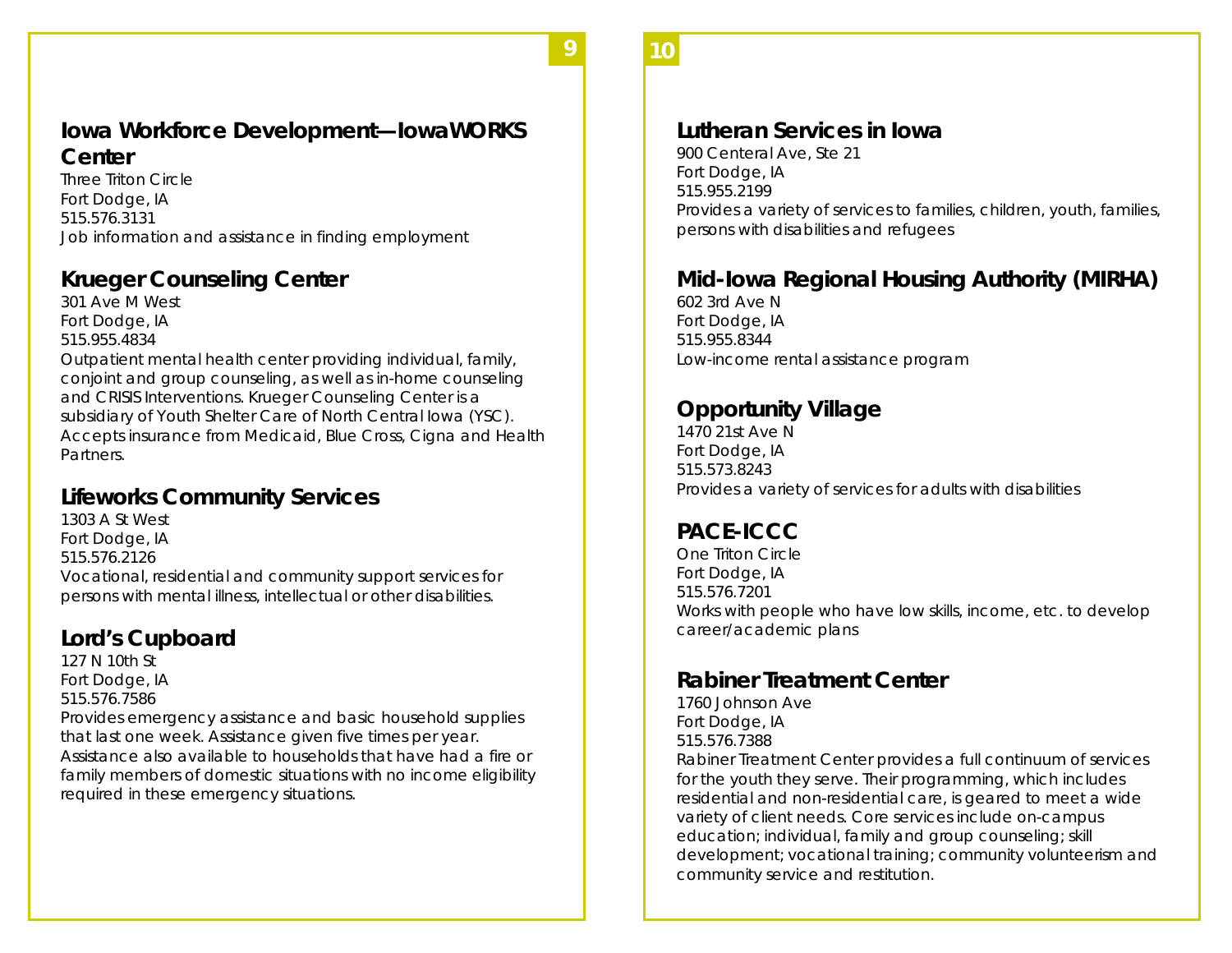## Iowa Workforce Development—IowaWORKS Center

Three Triton Circle
Fort Dodge, IA
515.576.3131
Job information and assistance in finding employment

## Krueger Counseling Center

301 Ave M West
Fort Dodge, IA
515.955.4834
Outpatient mental health center providing individual, family, conjoint and group counseling, as well as in-home counseling and CRISIS Interventions. Krueger Counseling Center is a subsidiary of Youth Shelter Care of North Central Iowa (YSC). Accepts insurance from Medicaid, Blue Cross, Cigna and Health Partners.

## Lifeworks Community Services

1303 A St West
Fort Dodge, IA
515.576.2126
Vocational, residential and community support services for persons with mental illness, intellectual or other disabilities.

## Lord's Cupboard

127 N 10th St
Fort Dodge, IA
515.576.7586
Provides emergency assistance and basic household supplies that last one week. Assistance given five times per year. Assistance also available to households that have had a fire or family members of domestic situations with no income eligibility required in these emergency situations.

## Lutheran Services in Iowa

900 Centeral Ave, Ste 21
Fort Dodge, IA
515.955.2199
Provides a variety of services to families, children, youth, families, persons with disabilities and refugees

## Mid-Iowa Regional Housing Authority (MIRHA)

602 3rd Ave N
Fort Dodge, IA
515.955.8344
Low-income rental assistance program

## Opportunity Village

1470 21st Ave N
Fort Dodge, IA
515.573.8243
Provides a variety of services for adults with disabilities

## PACE-ICCC

One Triton Circle
Fort Dodge, IA
515.576.7201
Works with people who have low skills, income, etc. to develop career/academic plans

## Rabiner Treatment Center

1760 Johnson Ave
Fort Dodge, IA
515.576.7388
Rabiner Treatment Center provides a full continuum of services for the youth they serve. Their programming, which includes residential and non-residential care, is geared to meet a wide variety of client needs. Core services include on-campus education; individual, family and group counseling; skill development; vocational training; community volunteerism and community service and restitution.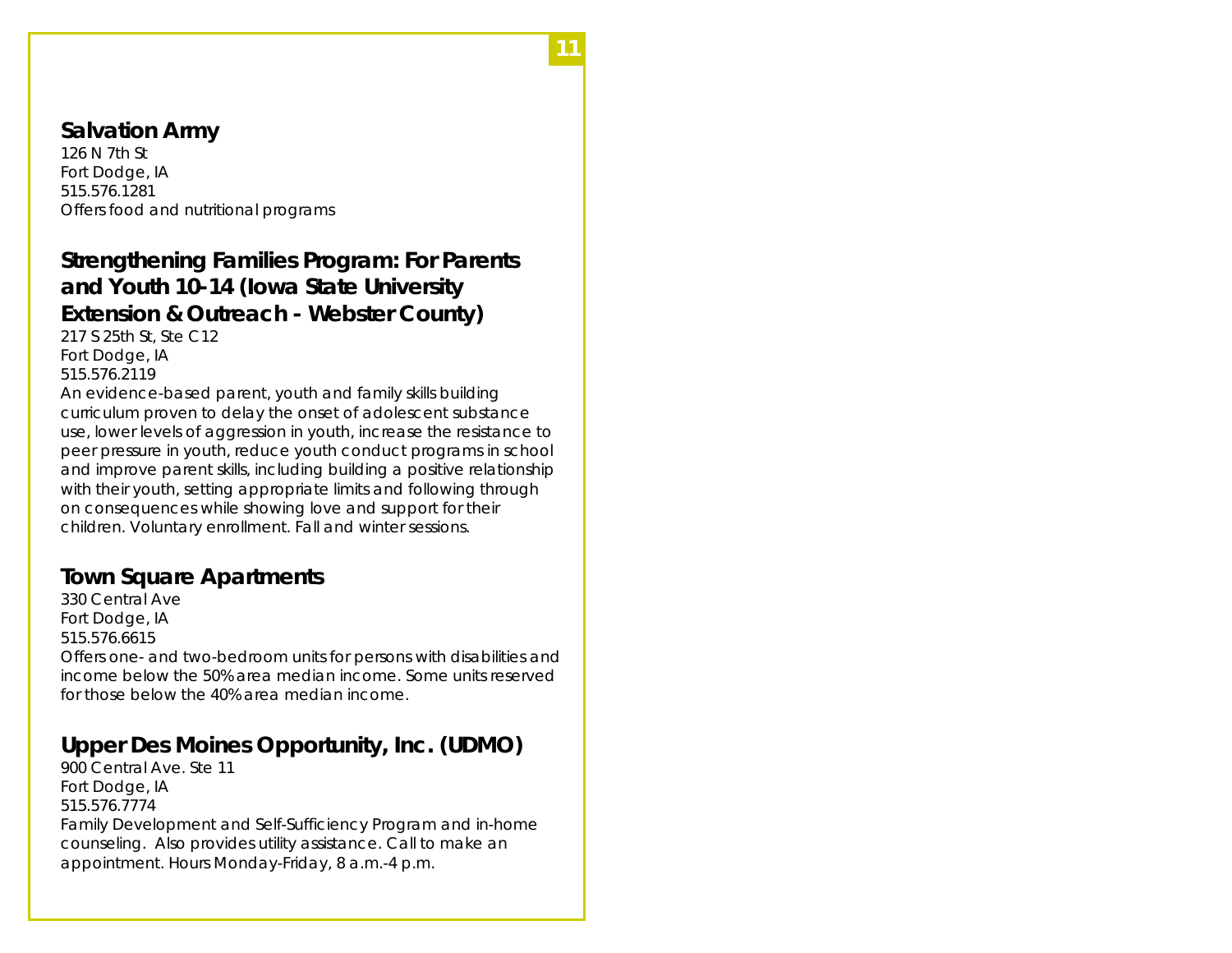## Salvation Army

126 N 7th St
Fort Dodge, IA
515.576.1281
Offers food and nutritional programs

## Strengthening Families Program: For Parents and Youth 10-14 (Iowa State University Extension & Outreach - Webster County)

217 S 25th St, Ste C12
Fort Dodge, IA
515.576.2119
An evidence-based parent, youth and family skills building curriculum proven to delay the onset of adolescent substance use, lower levels of aggression in youth, increase the resistance to peer pressure in youth, reduce youth conduct programs in school and improve parent skills, including building a positive relationship with their youth, setting appropriate limits and following through on consequences while showing love and support for their children. Voluntary enrollment. Fall and winter sessions.

## Town Square Apartments

330 Central Ave
Fort Dodge, IA
515.576.6615
Offers one- and two-bedroom units for persons with disabilities and income below the 50% area median income. Some units reserved for those below the 40% area median income.

## Upper Des Moines Opportunity, Inc. (UDMO)

900 Central Ave. Ste 11
Fort Dodge, IA
515.576.7774
Family Development and Self-Sufficiency Program and in-home counseling. Also provides utility assistance. Call to make an appointment. Hours Monday-Friday, 8 a.m.-4 p.m.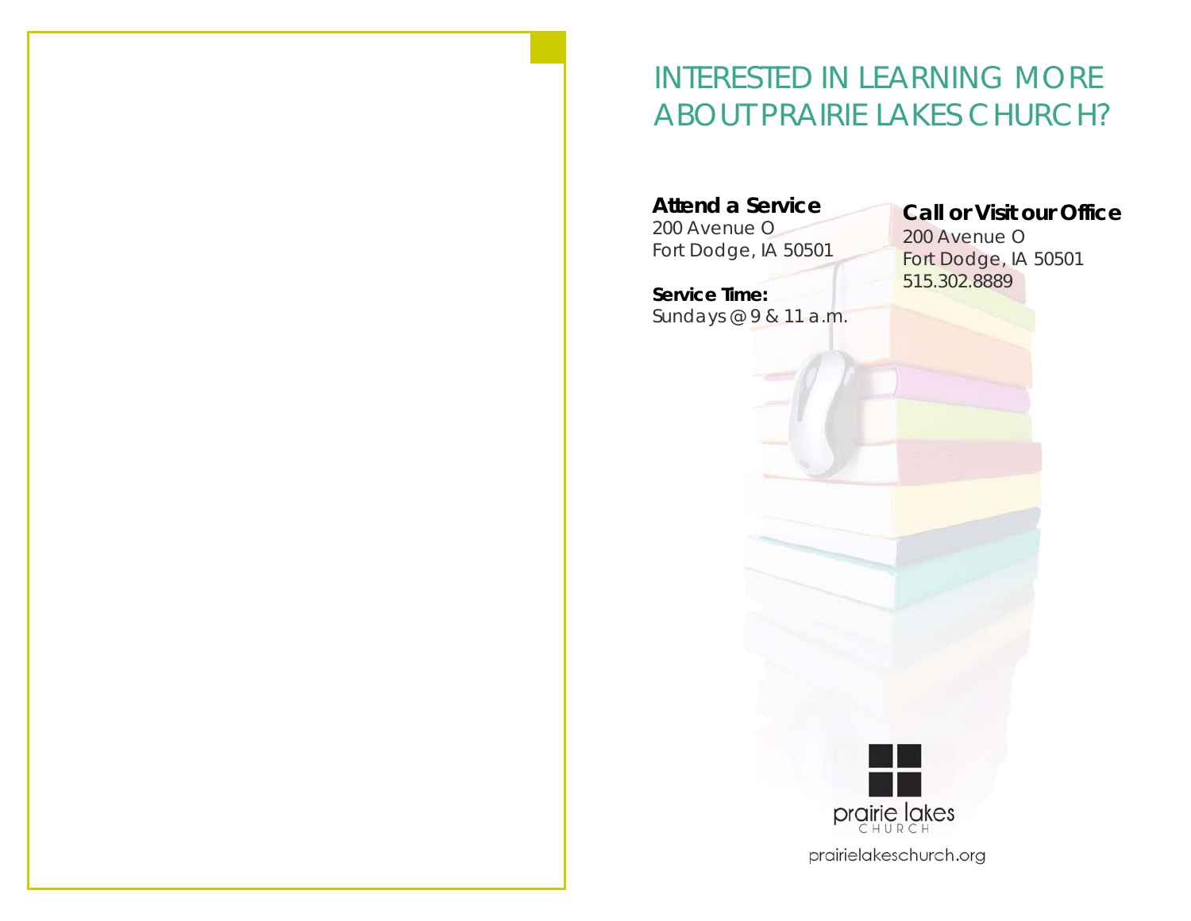# INTERESTED IN LEARNING MORE ABOUT PRAIRIE LAKES CHURCH?

**Attend a Service**
200 Avenue O
Fort Dodge, IA 50501

**Service Time:**
Sundays @ 9 & 11 a.m.

**Call or Visit our Office**
200 Avenue O
Fort Dodge, IA 50501
515.302.8889

prairie lakes
CHURCH

prairielakeschurch.org